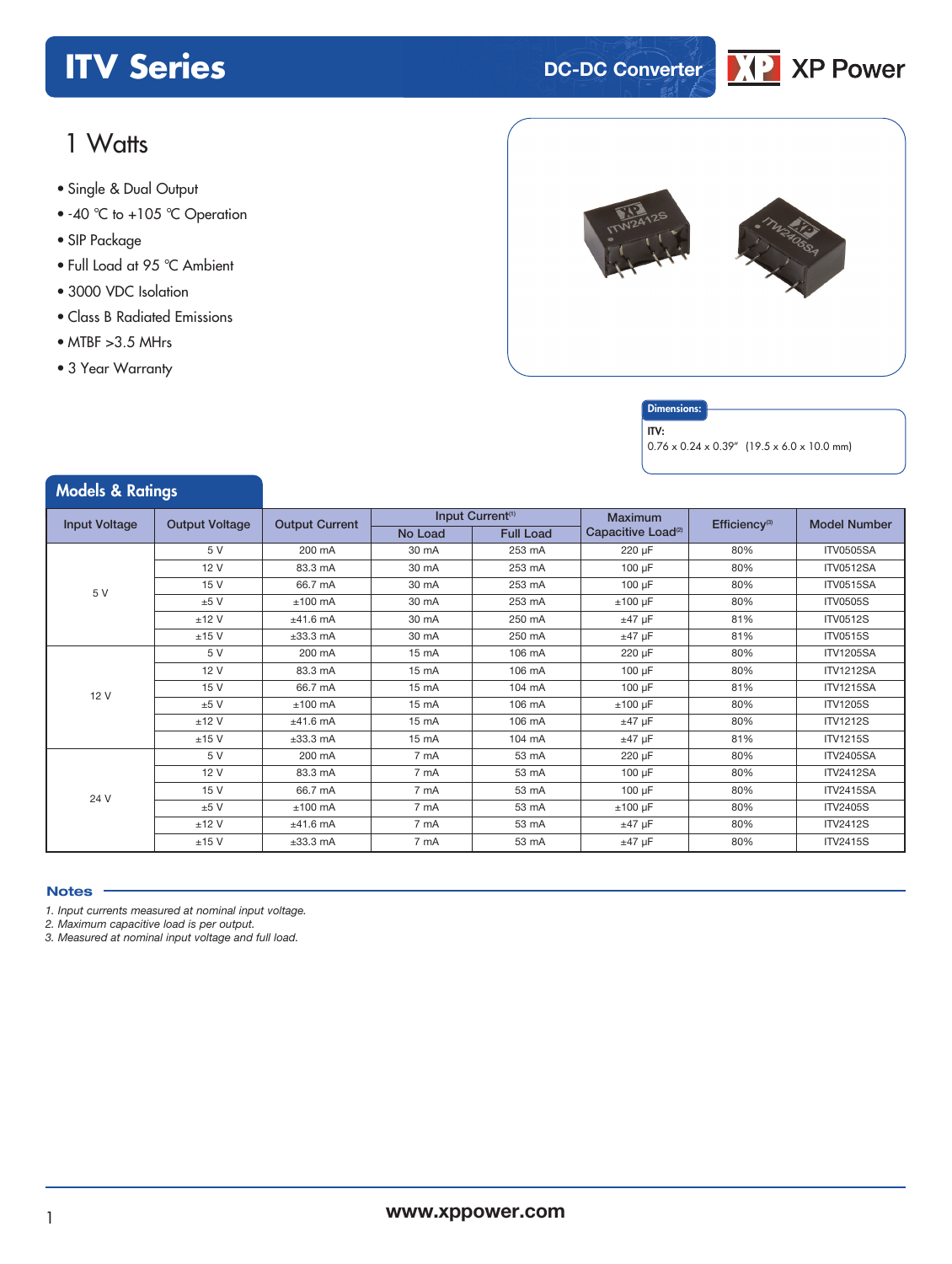# ITV Series

DC-DC Converter

XP Power

## 1 Watts

- Single & Dual Output
- -40 °C to +105 °C Operation
- SIP Package
- Full Load at 95 °C Ambient
- 3000 VDC Isolation
- Class B Radiated Emissions
- MTBF >3.5 MHrs
- 3 Year Warranty

**Dimensions:**

**ITV:**
0.76 x 0.24 x 0.39" (19.5 x 6.0 x 10.0 mm)

## Models & Ratings

| Input Voltage | Output Voltage | Output Current | Input Current[1] | | Maximum Capacitive Load[2] | Efficiency[3] | Model Number |
|---|---|---|---|---|---|---|---|
| | | | No Load | Full Load | | | |
| 5 V | 5 V | 200 mA | 30 mA | 253 mA | 220 µF | 80% | ITV0505SA |
| | 12 V | 83.3 mA | 30 mA | 253 mA | 100 µF | 80% | ITV0512SA |
| | 15 V | 66.7 mA | 30 mA | 253 mA | 100 µF | 80% | ITV0515SA |
| | ±5 V | ±100 mA | 30 mA | 253 mA | ±100 µF | 80% | ITV0505S |
| | ±12 V | ±41.6 mA | 30 mA | 250 mA | ±47 µF | 81% | ITV0512S |
| | ±15 V | ±33.3 mA | 30 mA | 250 mA | ±47 µF | 81% | ITV0515S |
| 12 V | 5 V | 200 mA | 15 mA | 106 mA | 220 µF | 80% | ITV1205SA |
| | 12 V | 83.3 mA | 15 mA | 106 mA | 100 µF | 80% | ITV1212SA |
| | 15 V | 66.7 mA | 15 mA | 104 mA | 100 µF | 81% | ITV1215SA |
| | ±5 V | ±100 mA | 15 mA | 106 mA | ±100 µF | 80% | ITV1205S |
| | ±12 V | ±41.6 mA | 15 mA | 106 mA | ±47 µF | 80% | ITV1212S |
| | ±15 V | ±33.3 mA | 15 mA | 104 mA | ±47 µF | 81% | ITV1215S |
| 24 V | 5 V | 200 mA | 7 mA | 53 mA | 220 µF | 80% | ITV2405SA |
| | 12 V | 83.3 mA | 7 mA | 53 mA | 100 µF | 80% | ITV2412SA |
| | 15 V | 66.7 mA | 7 mA | 53 mA | 100 µF | 80% | ITV2415SA |
| | ±5 V | ±100 mA | 7 mA | 53 mA | ±100 µF | 80% | ITV2405S |
| | ±12 V | ±41.6 mA | 7 mA | 53 mA | ±47 µF | 80% | ITV2412S |
| | ±15 V | ±33.3 mA | 7 mA | 53 mA | ±47 µF | 80% | ITV2415S |

### Notes

*1. Input currents measured at nominal input voltage.*
*2. Maximum capacitive load is per output.*
*3. Measured at nominal input voltage and full load.*

www.xppower.com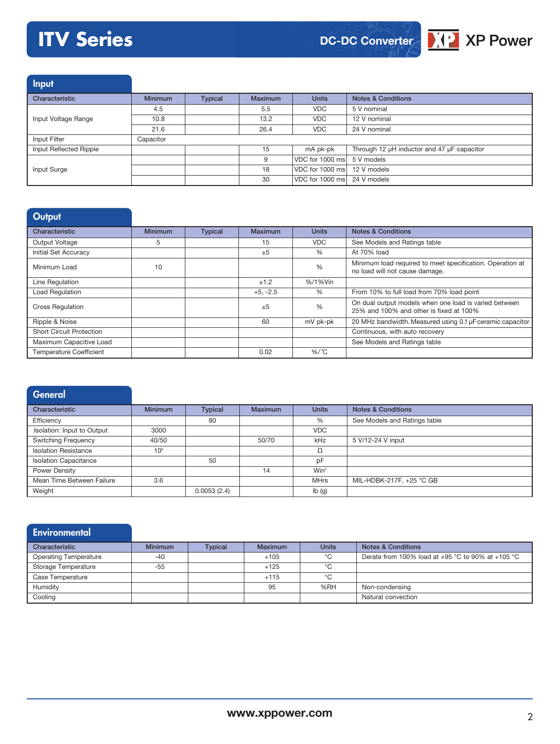# ITV Series

DC-DC Converter

## Input

| Characteristic | Minimum | Typical | Maximum | Units | Notes & Conditions |
|---|---|---|---|---|---|
| Input Voltage Range | 4.5 | | 5.5 | VDC | 5 V nominal |
| | 10.8 | | 13.2 | VDC | 12 V nominal |
| | 21.6 | | 26.4 | VDC | 24 V nominal |
| Input Filter | Capacitor | | | | |
| Input Reflected Ripple | | | 15 | mA pk-pk | Through 12 µH inductor and 47 µF capacitor |
| Input Surge | | | 9 | VDC for 1000 ms | 5 V models |
| | | | 18 | VDC for 1000 ms | 12 V models |
| | | | 30 | VDC for 1000 ms | 24 V models |

## Output

| Characteristic | Minimum | Typical | Maximum | Units | Notes & Conditions |
|---|---|---|---|---|---|
| Output Voltage | 5 | | 15 | VDC | See Models and Ratings table |
| Initial Set Accuracy | | | ±5 | % | At 70% load |
| Minimum Load | 10 | | | % | Minimum load required to meet specification. Operation at no load will not cause damage. |
| Line Regulation | | | ±1.2 | %/1%Vin | |
| Load Regulation | | | +5, -2.5 | % | From 10% to full load from 70% load point |
| Cross Regulation | | | ±5 | % | On dual output models when one load is varied between 25% and 100% and other is fixed at 100% |
| Ripple & Noise | | | 60 | mV pk-pk | 20 MHz bandwidth. Measured using 0.1 µF ceramic capacitor |
| Short Circuit Protection | | | | | Continuous, with auto recovery |
| Maximum Capacitive Load | | | | | See Models and Ratings table |
| Temperature Coefficient | | | 0.02 | %/°C | |

## General

| Characteristic | Minimum | Typical | Maximum | Units | Notes & Conditions |
|---|---|---|---|---|---|
| Efficiency | | 80 | | % | See Models and Ratings table |
| Isolation: Input to Output | 3000 | | | VDC | |
| Switching Frequency | 40/50 | | 50/70 | kHz | 5 V/12-24 V input |
| Isolation Resistance | $10^9$ | | | Ω | |
| Isolation Capacitance | | 50 | | pF | |
| Power Density | | | 14 | $Win^3$ | |
| Mean Time Between Failure | 3.6 | | | MHrs | MIL-HDBK-217F, +25 °C GB |
| Weight | | 0.0053 (2.4) | | lb (g) | |

## Environmental

| Characteristic | Minimum | Typical | Maximum | Units | Notes & Conditions |
|---|---|---|---|---|---|
| Operating Temperature | -40 | | +105 | °C | Derate from 100% load at +95 °C to 90% at +105 °C |
| Storage Temperature | -55 | | +125 | °C | |
| Case Temperature | | | +115 | °C | |
| Humidity | | | 95 | %RH | Non-condensing |
| Cooling | | | | | Natural convection |

www.xppower.com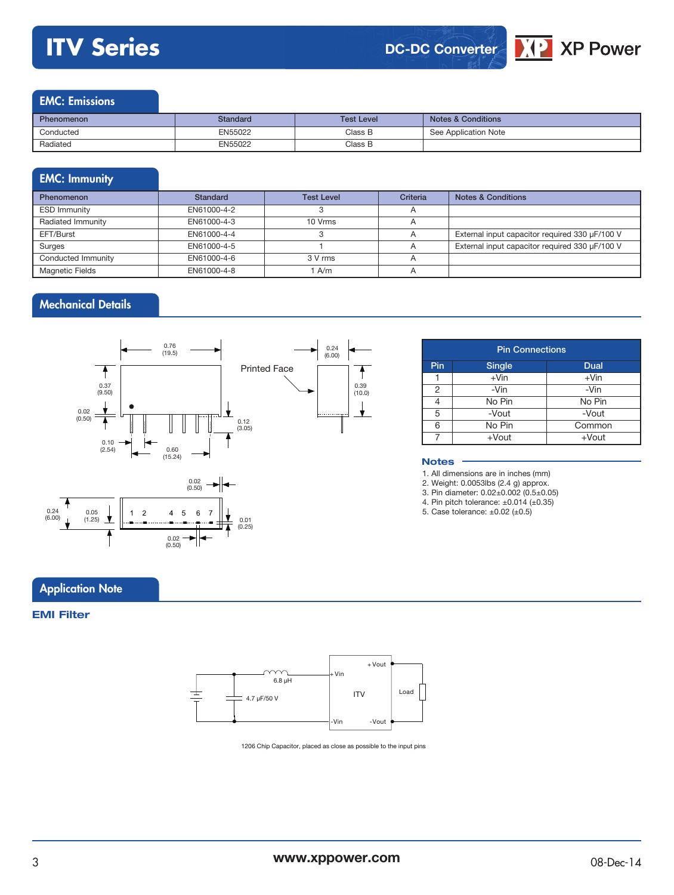## EMC: Emissions

| Phenomenon | Standard | Test Level | Notes & Conditions |
|---|---|---|---|
| Conducted | EN55022 | Class B | See Application Note |
| Radiated | EN55022 | Class B | |

## EMC: Immunity

| Phenomenon | Standard | Test Level | Criteria | Notes & Conditions |
|---|---|---|---|---|
| ESD Immunity | EN61000-4-2 | 3 | A | |
| Radiated Immunity | EN61000-4-3 | 10 Vrms | A | |
| EFT/Burst | EN61000-4-4 | 3 | A | External input capacitor required 330 µF/100 V |
| Surges | EN61000-4-5 | 1 | A | External input capacitor required 330 µF/100 V |
| Conducted Immunity | EN61000-4-6 | 3 V rms | A | |
| Magnetic Fields | EN61000-4-8 | 1 A/m | A | |

## Mechanical Details

0.76 (19.5)
0.24 (6.00)
0.37 (9.50)
Printed Face
0.39 (10.0)
0.02 (0.50)
0.12 (3.05)
0.10 (2.54)
0.60 (15.24)
0.02 (0.50)
0.24 (6.00)
0.05 (1.25)
1 2 4 5 6 7
0.01 (0.25)
0.02 (0.50)

| Pin Connections | | |
|---|---|---|
| **Pin** | **Single** | **Dual** |
| 1 | +Vin | +Vin |
| 2 | -Vin | -Vin |
| 4 | No Pin | No Pin |
| 5 | -Vout | -Vout |
| 6 | No Pin | Common |
| 7 | +Vout | +Vout |

### Notes

1. All dimensions are in inches (mm)
2. Weight: 0.0053lbs (2.4 g) approx.
3. Pin diameter: 0.02±0.002 (0.5±0.05)
4. Pin pitch tolerance: ±0.014 (±0.35)
5. Case tolerance: ±0.02 (±0.5)

## Application Note

### EMI Filter

6.8 µH
4.7 µF/50 V
+Vin
-Vin
ITV
+Vout
-Vout
Load

1206 Chip Capacitor, placed as close as possible to the input pins